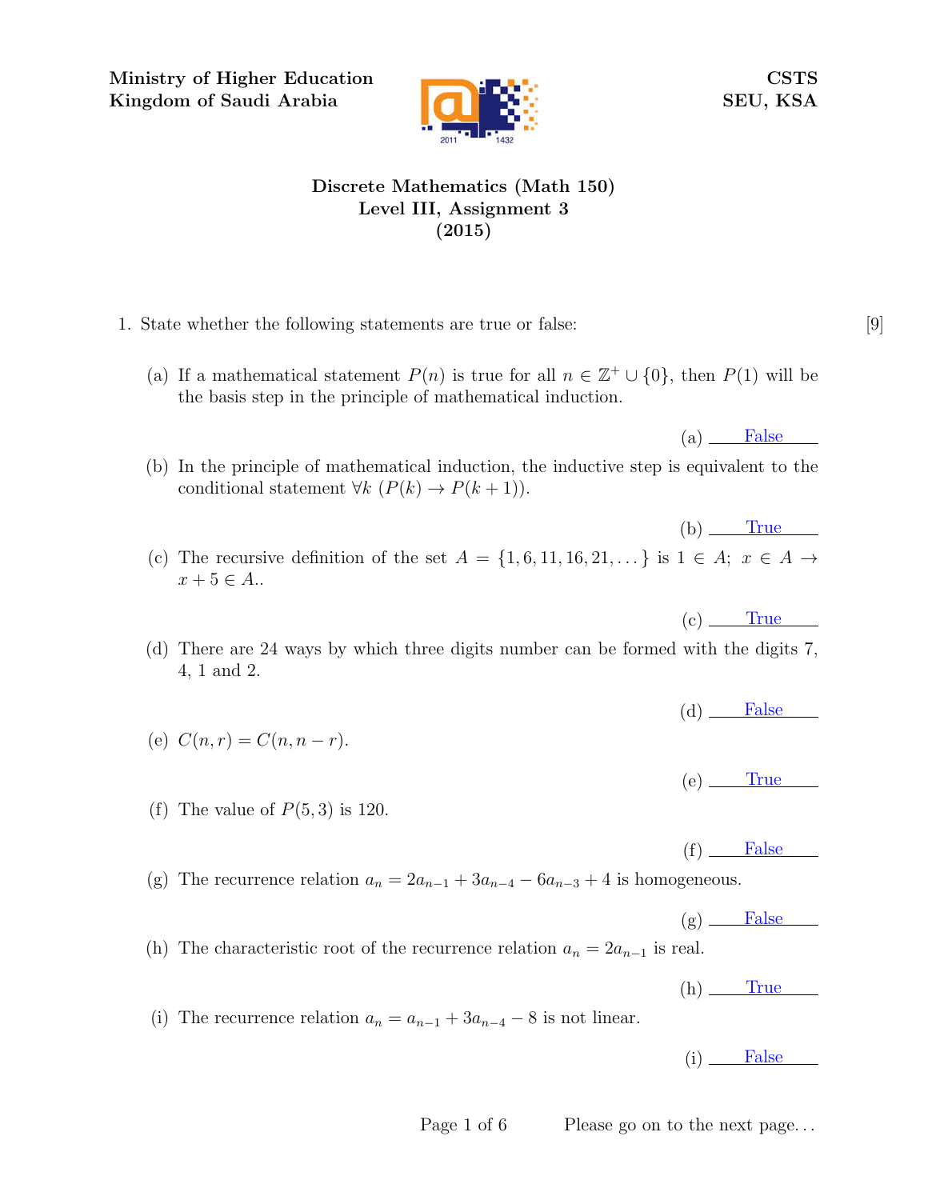Ministry of Higher Education
Kingdom of Saudi Arabia

CSTS
SEU, KSA

# Discrete Mathematics (Math 150)
## Level III, Assignment 3
## (2015)

1. State whether the following statements are true or false: [9]

   (a) If a mathematical statement $P(n)$ is true for all $n \in \mathbb{Z}^+ \cup \{0\}$, then $P(1)$ will be the basis step in the principle of mathematical induction.

   (a) False

   (b) In the principle of mathematical induction, the inductive step is equivalent to the conditional statement $\forall k \; (P(k) \to P(k+1))$.

   (b) True

   (c) The recursive definition of the set $A = \{1, 6, 11, 16, 21, \dots\}$ is $1 \in A$; $x \in A \to x + 5 \in A$..

   (c) True

   (d) There are 24 ways by which three digits number can be formed with the digits 7, 4, 1 and 2.

   (d) False

   (e) $C(n, r) = C(n, n - r)$.

   (e) True

   (f) The value of $P(5, 3)$ is 120.

   (f) False

   (g) The recurrence relation $a_n = 2a_{n-1} + 3a_{n-4} - 6a_{n-3} + 4$ is homogeneous.

   (g) False

   (h) The characteristic root of the recurrence relation $a_n = 2a_{n-1}$ is real.

   (h) True

   (i) The recurrence relation $a_n = a_{n-1} + 3a_{n-4} - 8$ is not linear.

   (i) False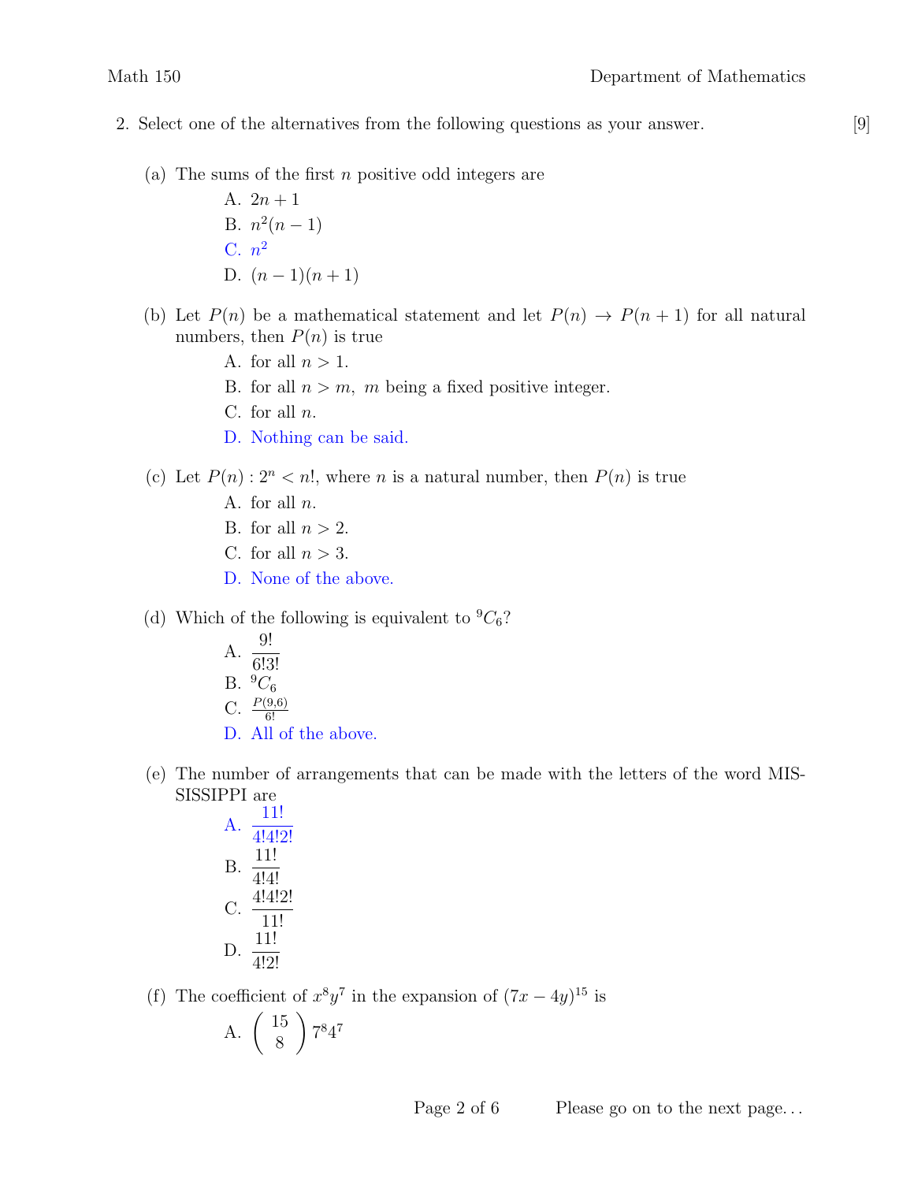2. Select one of the alternatives from the following questions as your answer. [9]

(a) The sums of the first $n$ positive odd integers are

   A. $2n + 1$
   B. $n^2(n - 1)$
   C. $n^2$
   D. $(n - 1)(n + 1)$

(b) Let $P(n)$ be a mathematical statement and let $P(n) \to P(n + 1)$ for all natural numbers, then $P(n)$ is true

   A. for all $n > 1$.
   B. for all $n > m$, $m$ being a fixed positive integer.
   C. for all $n$.
   D. Nothing can be said.

(c) Let $P(n) : 2^n < n!$, where $n$ is a natural number, then $P(n)$ is true

   A. for all $n$.
   B. for all $n > 2$.
   C. for all $n > 3$.
   D. None of the above.

(d) Which of the following is equivalent to ${}^9C_6$?

   A. $\dfrac{9!}{6!3!}$
   B. ${}^9C_6$
   C. $\frac{P(9,6)}{6!}$
   D. All of the above.

(e) The number of arrangements that can be made with the letters of the word MISSISSIPPI are

   A. $\dfrac{11!}{4!4!2!}$
   B. $\dfrac{11!}{4!4!}$
   C. $\dfrac{4!4!2!}{11!}$
   D. $\dfrac{11!}{4!2!}$

(f) The coefficient of $x^8y^7$ in the expansion of $(7x - 4y)^{15}$ is

   A. $\begin{pmatrix} 15 \\ 8 \end{pmatrix} 7^8 4^7$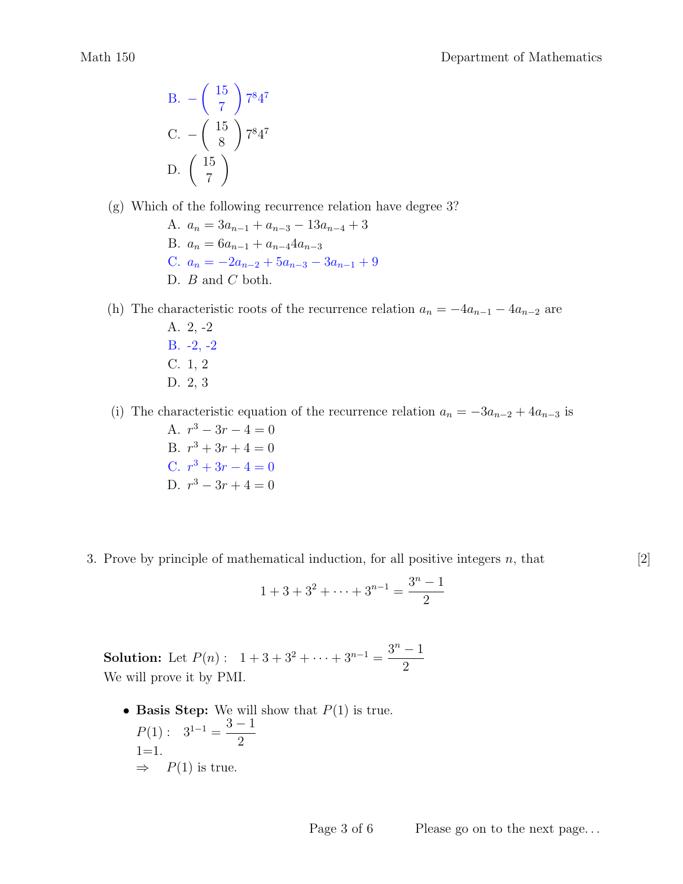B. $-\binom{15}{7}7^8 4^7$

C. $-\binom{15}{8}7^8 4^7$

D. $\binom{15}{7}$

(g) Which of the following recurrence relation have degree 3?

A. $a_n = 3a_{n-1} + a_{n-3} - 13a_{n-4} + 3$

B. $a_n = 6a_{n-1} + a_{n-4}4a_{n-3}$

C. $a_n = -2a_{n-2} + 5a_{n-3} - 3a_{n-1} + 9$

D. $B$ and $C$ both.

(h) The characteristic roots of the recurrence relation $a_n = -4a_{n-1} - 4a_{n-2}$ are

A. 2, -2

B. -2, -2

C. 1, 2

D. 2, 3

(i) The characteristic equation of the recurrence relation $a_n = -3a_{n-2} + 4a_{n-3}$ is

A. $r^3 - 3r - 4 = 0$

B. $r^3 + 3r + 4 = 0$

C. $r^3 + 3r - 4 = 0$

D. $r^3 - 3r + 4 = 0$

3. Prove by principle of mathematical induction, for all positive integers $n$, that [2]

$$1 + 3 + 3^2 + \cdots + 3^{n-1} = \frac{3^n - 1}{2}$$

**Solution:** Let $P(n): \quad 1 + 3 + 3^2 + \cdots + 3^{n-1} = \dfrac{3^n - 1}{2}$
We will prove it by PMI.

- **Basis Step:** We will show that $P(1)$ is true.
  $P(1): \quad 3^{1-1} = \dfrac{3-1}{2}$
  1=1.
  $\Rightarrow \quad P(1)$ is true.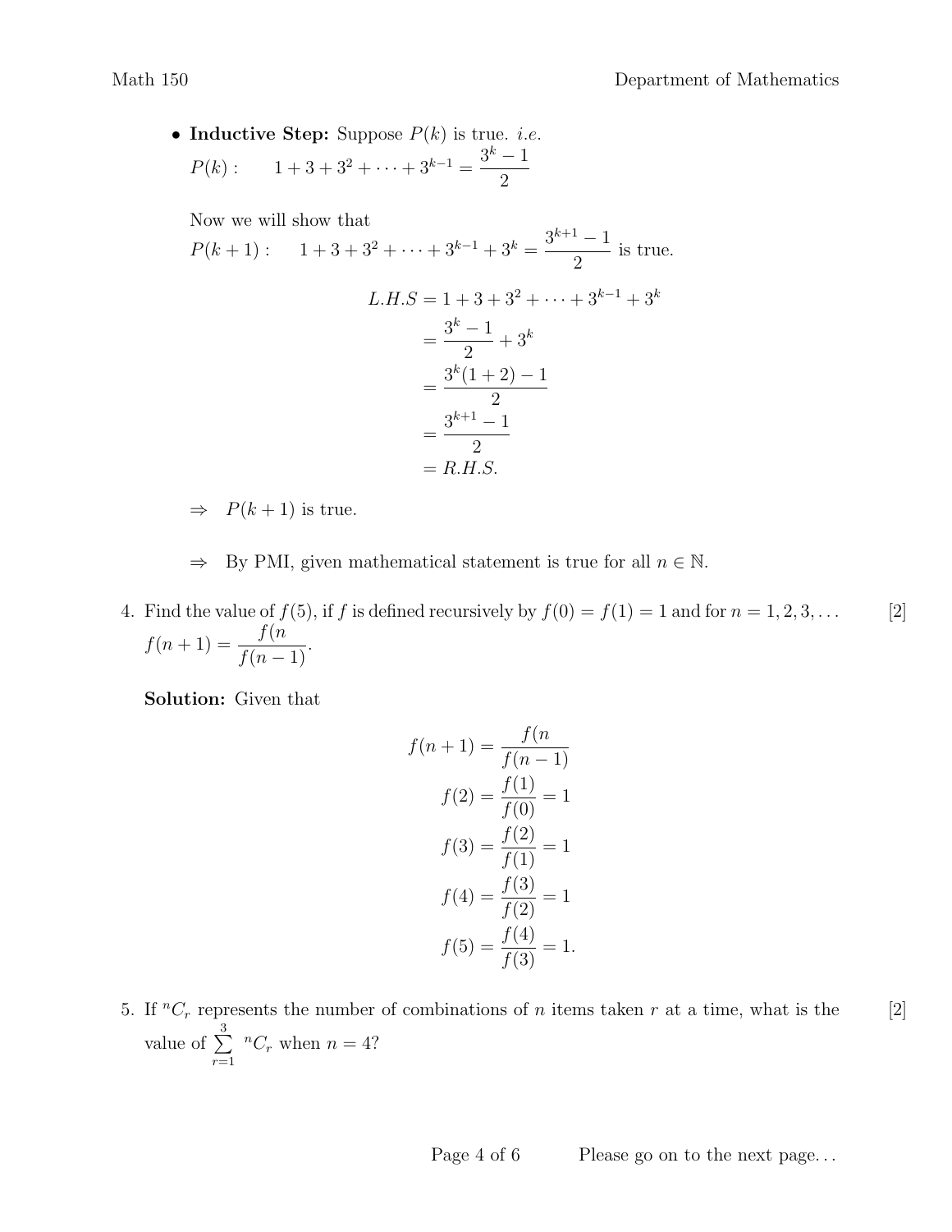- **Inductive Step:** Suppose $P(k)$ is true. *i.e.*
  $P(k): \quad 1 + 3 + 3^2 + \cdots + 3^{k-1} = \dfrac{3^k - 1}{2}$

  Now we will show that
  $P(k+1): \quad 1 + 3 + 3^2 + \cdots + 3^{k-1} + 3^k = \dfrac{3^{k+1} - 1}{2}$ is true.

$$
\begin{aligned}
L.H.S &= 1 + 3 + 3^2 + \cdots + 3^{k-1} + 3^k \\
&= \frac{3^k - 1}{2} + 3^k \\
&= \frac{3^k(1+2) - 1}{2} \\
&= \frac{3^{k+1} - 1}{2} \\
&= R.H.S.
\end{aligned}
$$

  $\Rightarrow \quad P(k+1)$ is true.

  $\Rightarrow \quad$ By PMI, given mathematical statement is true for all $n \in \mathbb{N}$.

4. Find the value of $f(5)$, if $f$ is defined recursively by $f(0) = f(1) = 1$ and for $n = 1, 2, 3, \ldots$ $f(n+1) = \dfrac{f(n}{f(n-1)}$. [2]

   **Solution:** Given that

$$
\begin{aligned}
f(n+1) &= \frac{f(n}{f(n-1)} \\
f(2) &= \frac{f(1)}{f(0)} = 1 \\
f(3) &= \frac{f(2)}{f(1)} = 1 \\
f(4) &= \frac{f(3)}{f(2)} = 1 \\
f(5) &= \frac{f(4)}{f(3)} = 1.
\end{aligned}
$$

5. If ${}^nC_r$ represents the number of combinations of $n$ items taken $r$ at a time, what is the value of $\sum_{r=1}^{3} {}^nC_r$ when $n = 4$? [2]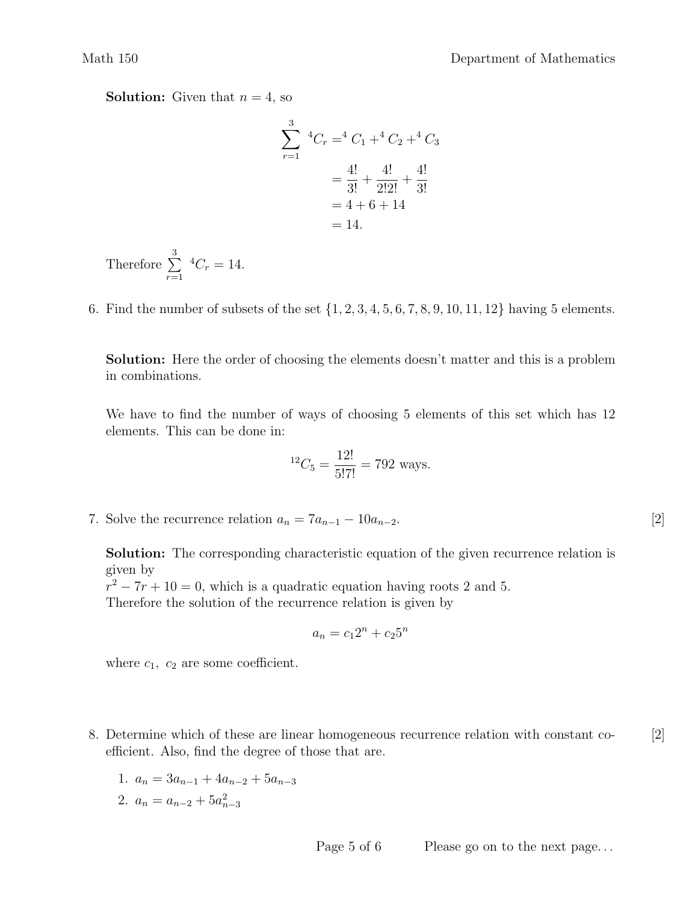**Solution:** Given that $n = 4$, so

$$\begin{aligned}
\sum_{r=1}^{3} {}^4C_r &= {}^4C_1 + {}^4C_2 + {}^4C_3 \\
&= \frac{4!}{3!} + \frac{4!}{2!2!} + \frac{4!}{3!} \\
&= 4 + 6 + 14 \\
&= 14.
\end{aligned}$$

Therefore $\sum_{r=1}^{3} {}^4C_r = 14$.

6. Find the number of subsets of the set $\{1, 2, 3, 4, 5, 6, 7, 8, 9, 10, 11, 12\}$ having 5 elements.

   **Solution:** Here the order of choosing the elements doesn't matter and this is a problem in combinations.

   We have to find the number of ways of choosing 5 elements of this set which has 12 elements. This can be done in:

   $${}^{12}C_5 = \frac{12!}{5!7!} = 792 \text{ ways.}$$

7. Solve the recurrence relation $a_n = 7a_{n-1} - 10a_{n-2}$. [2]

   **Solution:** The corresponding characteristic equation of the given recurrence relation is given by
   $r^2 - 7r + 10 = 0$, which is a quadratic equation having roots 2 and 5.
   Therefore the solution of the recurrence relation is given by

   $$a_n = c_1 2^n + c_2 5^n$$

   where $c_1,\ c_2$ are some coefficient.

8. Determine which of these are linear homogeneous recurrence relation with constant coefficient. Also, find the degree of those that are. [2]

   1. $a_n = 3a_{n-1} + 4a_{n-2} + 5a_{n-3}$
   2. $a_n = a_{n-2} + 5a_{n-3}^2$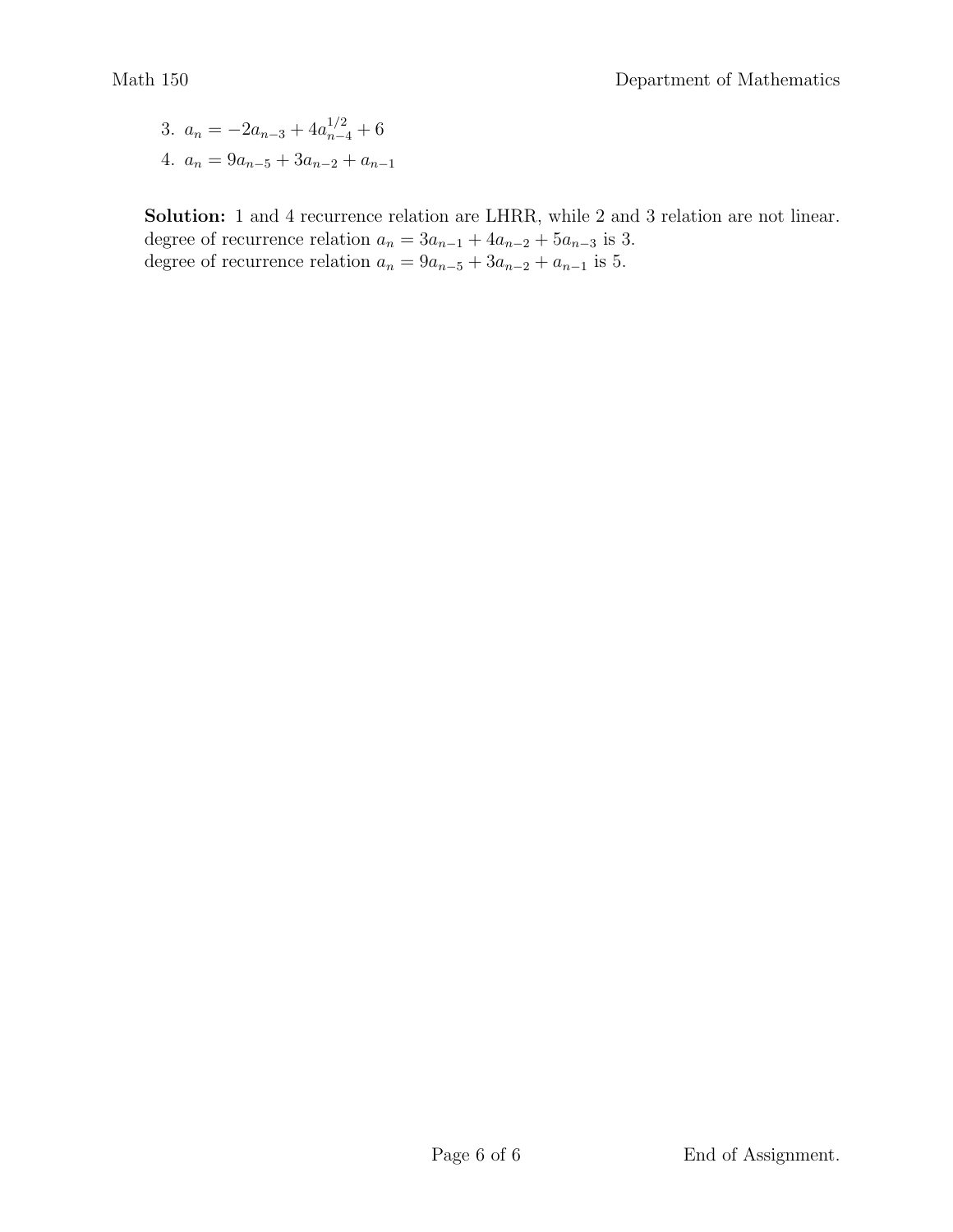3. $a_n = -2a_{n-3} + 4a_{n-4}^{1/2} + 6$
4. $a_n = 9a_{n-5} + 3a_{n-2} + a_{n-1}$

**Solution:** 1 and 4 recurrence relation are LHRR, while 2 and 3 relation are not linear.
degree of recurrence relation $a_n = 3a_{n-1} + 4a_{n-2} + 5a_{n-3}$ is 3.
degree of recurrence relation $a_n = 9a_{n-5} + 3a_{n-2} + a_{n-1}$ is 5.

End of Assignment.